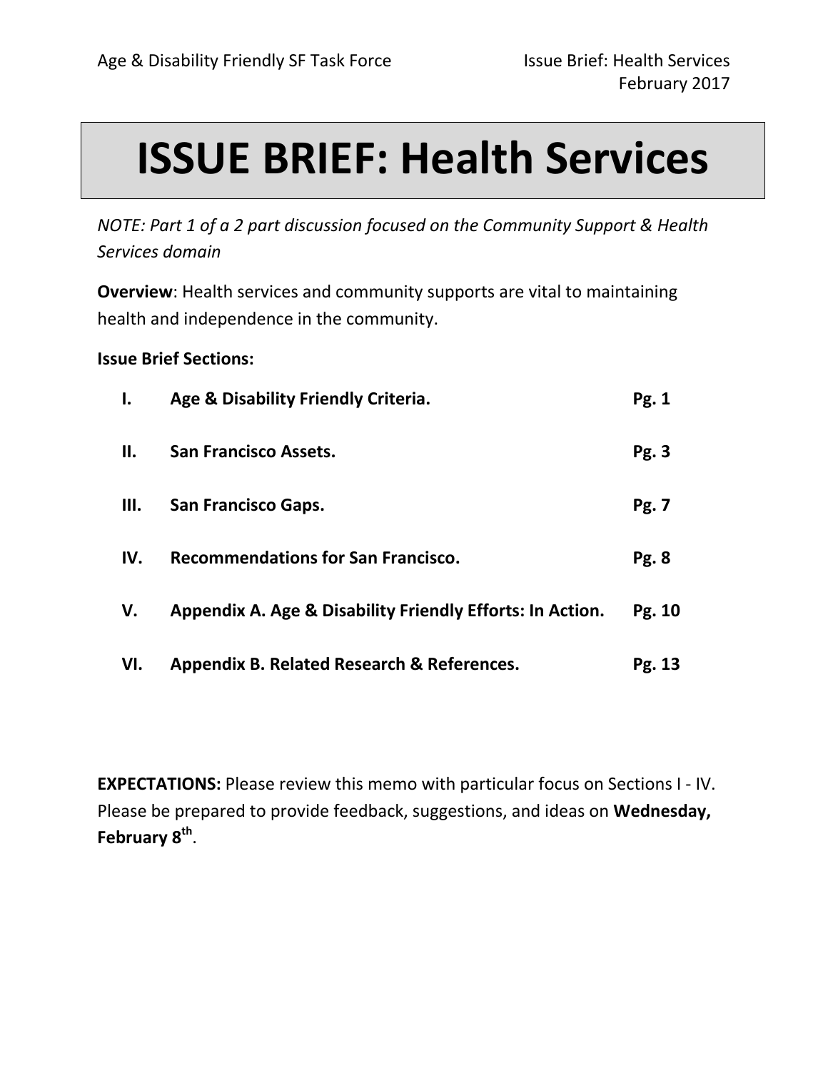# ISSUE BRIEF: Health Services

*NOTE: Part 1 of a 2 part discussion focused on the Community Support & Health Services domain*

**Overview**: Health services and community supports are vital to maintaining health and independence in the community.

**Issue Brief Sections:**

| | | |
|---|---|---|
| **I.** | **Age & Disability Friendly Criteria.** | **Pg. 1** |
| **II.** | **San Francisco Assets.** | **Pg. 3** |
| **III.** | **San Francisco Gaps.** | **Pg. 7** |
| **IV.** | **Recommendations for San Francisco.** | **Pg. 8** |
| **V.** | **Appendix A. Age & Disability Friendly Efforts: In Action.** | **Pg. 10** |
| **VI.** | **Appendix B. Related Research & References.** | **Pg. 13** |

**EXPECTATIONS:** Please review this memo with particular focus on Sections I - IV. Please be prepared to provide feedback, suggestions, and ideas on **Wednesday, February 8th**.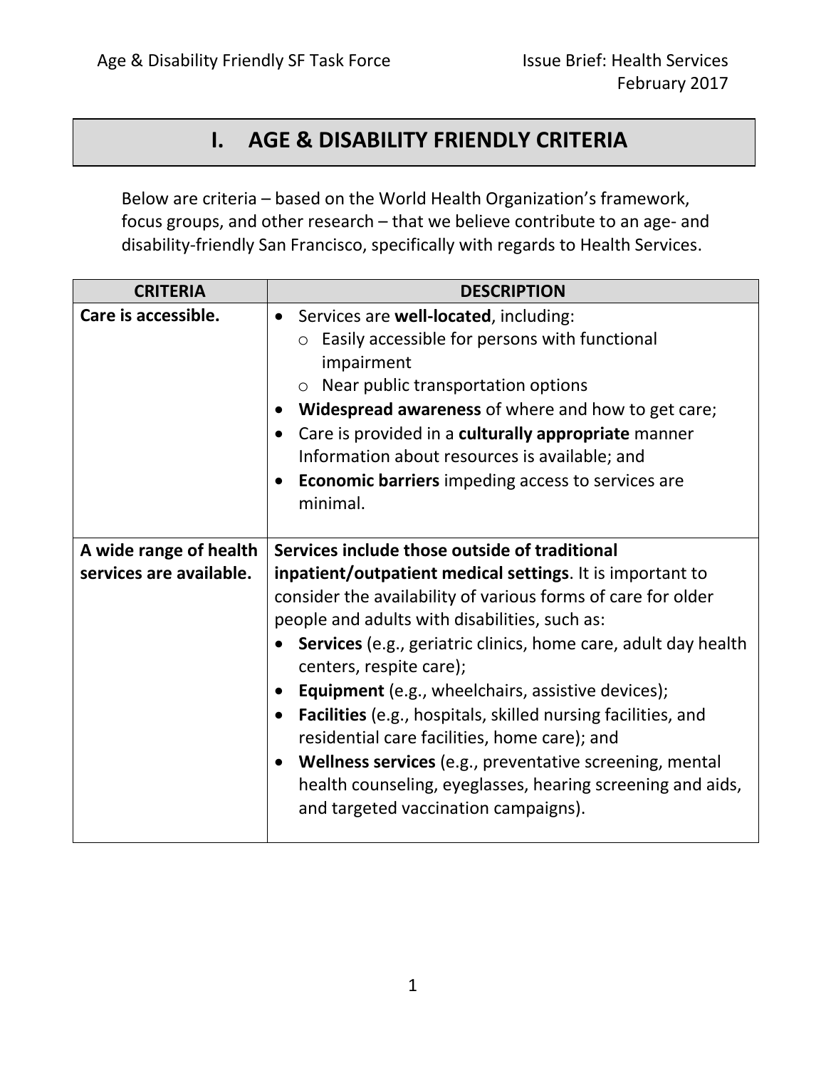# I. AGE & DISABILITY FRIENDLY CRITERIA

Below are criteria – based on the World Health Organization's framework, focus groups, and other research – that we believe contribute to an age- and disability-friendly San Francisco, specifically with regards to Health Services.

| CRITERIA | DESCRIPTION |
|---|---|
| **Care is accessible.** | • Services are **well-located**, including:<br>&nbsp;&nbsp;o Easily accessible for persons with functional impairment<br>&nbsp;&nbsp;o Near public transportation options<br>• **Widespread awareness** of where and how to get care;<br>• Care is provided in a **culturally appropriate** manner Information about resources is available; and<br>• **Economic barriers** impeding access to services are minimal. |
| **A wide range of health services are available.** | **Services include those outside of traditional inpatient/outpatient medical settings**. It is important to consider the availability of various forms of care for older people and adults with disabilities, such as:<br>• **Services** (e.g., geriatric clinics, home care, adult day health centers, respite care);<br>• **Equipment** (e.g., wheelchairs, assistive devices);<br>• **Facilities** (e.g., hospitals, skilled nursing facilities, and residential care facilities, home care); and<br>• **Wellness services** (e.g., preventative screening, mental health counseling, eyeglasses, hearing screening and aids, and targeted vaccination campaigns). |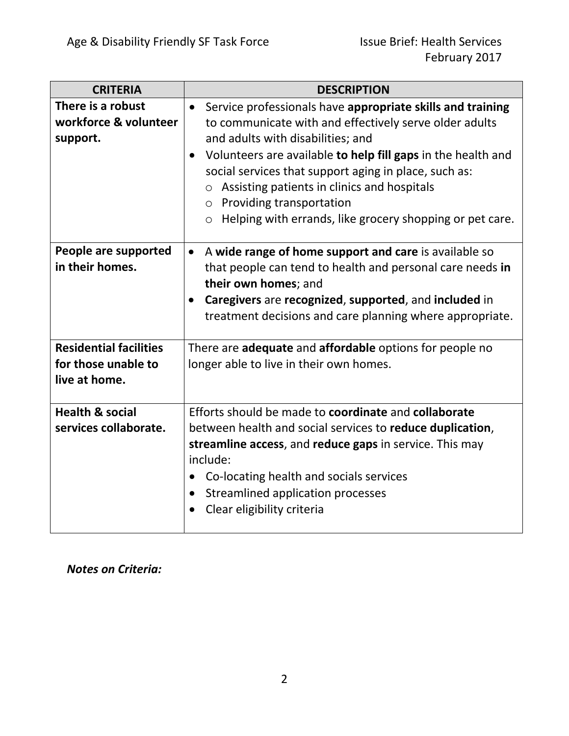| CRITERIA | DESCRIPTION |
| --- | --- |
| **There is a robust workforce & volunteer support.** | • Service professionals have **appropriate skills and training** to communicate with and effectively serve older adults and adults with disabilities; and<br>• Volunteers are available **to help fill gaps** in the health and social services that support aging in place, such as:<br>  ○ Assisting patients in clinics and hospitals<br>  ○ Providing transportation<br>  ○ Helping with errands, like grocery shopping or pet care. |
| **People are supported in their homes.** | • A **wide range of home support and care** is available so that people can tend to health and personal care needs **in their own homes**; and<br>• **Caregivers** are **recognized**, **supported**, and **included** in treatment decisions and care planning where appropriate. |
| **Residential facilities for those unable to live at home.** | There are **adequate** and **affordable** options for people no longer able to live in their own homes. |
| **Health & social services collaborate.** | Efforts should be made to **coordinate** and **collaborate** between health and social services to **reduce duplication**, **streamline access**, and **reduce gaps** in service. This may include:<br>• Co-locating health and socials services<br>• Streamlined application processes<br>• Clear eligibility criteria |

***Notes on Criteria:***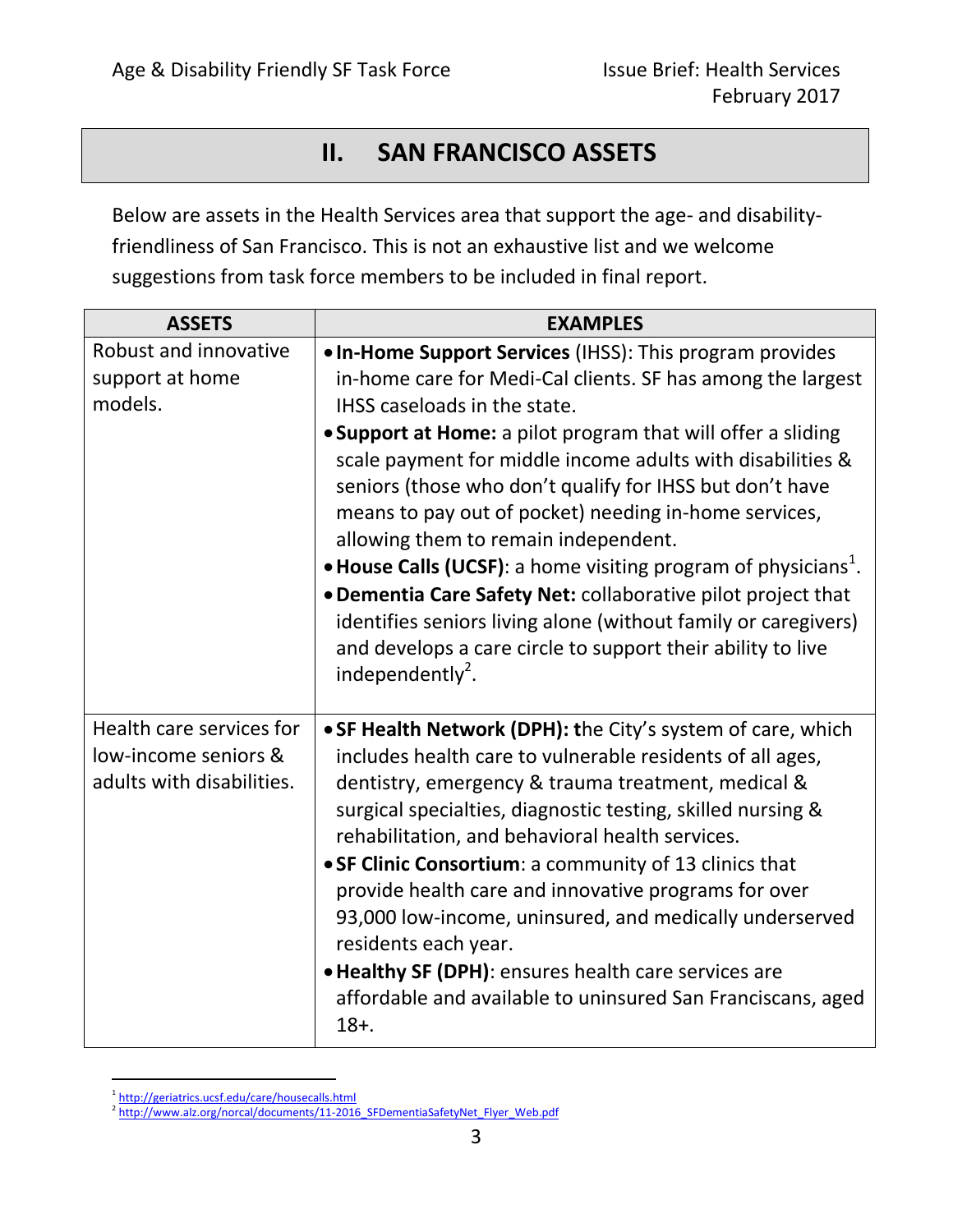## II. SAN FRANCISCO ASSETS

Below are assets in the Health Services area that support the age- and disability-friendliness of San Francisco. This is not an exhaustive list and we welcome suggestions from task force members to be included in final report.

| ASSETS | EXAMPLES |
|---|---|
| Robust and innovative support at home models. | • **In-Home Support Services** (IHSS): This program provides in-home care for Medi-Cal clients. SF has among the largest IHSS caseloads in the state.<br>• **Support at Home:** a pilot program that will offer a sliding scale payment for middle income adults with disabilities & seniors (those who don't qualify for IHSS but don't have means to pay out of pocket) needing in-home services, allowing them to remain independent.<br>• **House Calls (UCSF)**: a home visiting program of physicians[1].<br>• **Dementia Care Safety Net:** collaborative pilot project that identifies seniors living alone (without family or caregivers) and develops a care circle to support their ability to live independently[2]. |
| Health care services for low-income seniors & adults with disabilities. | • **SF Health Network (DPH): t**he City's system of care, which includes health care to vulnerable residents of all ages, dentistry, emergency & trauma treatment, medical & surgical specialties, diagnostic testing, skilled nursing & rehabilitation, and behavioral health services.<br>• **SF Clinic Consortium**: a community of 13 clinics that provide health care and innovative programs for over 93,000 low-income, uninsured, and medically underserved residents each year.<br>• **Healthy SF (DPH)**: ensures health care services are affordable and available to uninsured San Franciscans, aged 18+. |

[1] http://geriatrics.ucsf.edu/care/housecalls.html

[2] http://www.alz.org/norcal/documents/11-2016_SFDementiaSafetyNet_Flyer_Web.pdf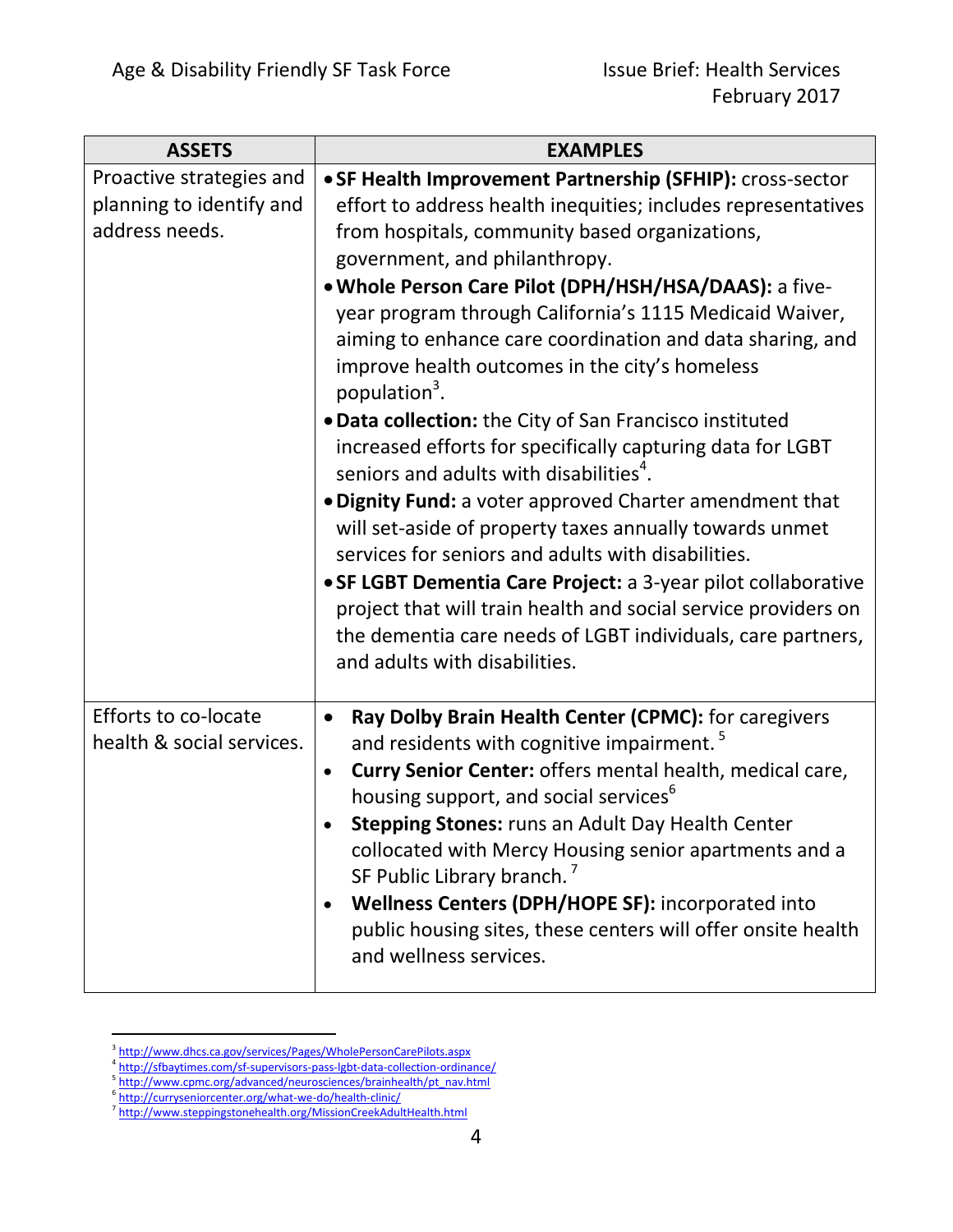| ASSETS | EXAMPLES |
| --- | --- |
| Proactive strategies and planning to identify and address needs. | • **SF Health Improvement Partnership (SFHIP):** cross-sector effort to address health inequities; includes representatives from hospitals, community based organizations, government, and philanthropy.<br>• **Whole Person Care Pilot (DPH/HSH/HSA/DAAS):** a five-year program through California's 1115 Medicaid Waiver, aiming to enhance care coordination and data sharing, and improve health outcomes in the city's homeless population[3].<br>• **Data collection:** the City of San Francisco instituted increased efforts for specifically capturing data for LGBT seniors and adults with disabilities[4].<br>• **Dignity Fund:** a voter approved Charter amendment that will set-aside of property taxes annually towards unmet services for seniors and adults with disabilities.<br>• **SF LGBT Dementia Care Project:** a 3-year pilot collaborative project that will train health and social service providers on the dementia care needs of LGBT individuals, care partners, and adults with disabilities. |
| Efforts to co-locate health & social services. | • **Ray Dolby Brain Health Center (CPMC):** for caregivers and residents with cognitive impairment. [5]<br>• **Curry Senior Center:** offers mental health, medical care, housing support, and social services[6]<br>• **Stepping Stones:** runs an Adult Day Health Center collocated with Mercy Housing senior apartments and a SF Public Library branch. [7]<br>• **Wellness Centers (DPH/HOPE SF):** incorporated into public housing sites, these centers will offer onsite health and wellness services. |

[3] http://www.dhcs.ca.gov/services/Pages/WholePersonCarePilots.aspx
[4] http://sfbaytimes.com/sf-supervisors-pass-lgbt-data-collection-ordinance/
[5] http://www.cpmc.org/advanced/neurosciences/brainhealth/pt_nav.html
[6] http://curryseniorcenter.org/what-we-do/health-clinic/
[7] http://www.steppingstonehealth.org/MissionCreekAdultHealth.html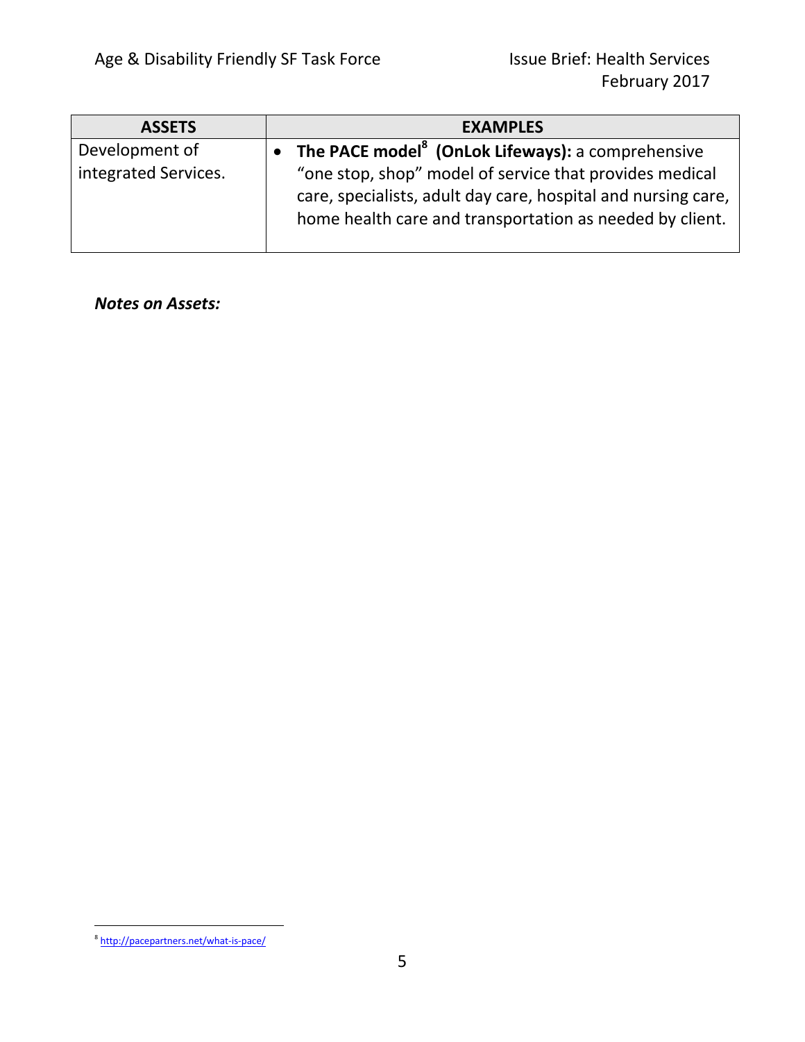| ASSETS | EXAMPLES |
| --- | --- |
| Development of integrated Services. | • **The PACE model[8] (OnLok Lifeways):** a comprehensive "one stop, shop" model of service that provides medical care, specialists, adult day care, hospital and nursing care, home health care and transportation as needed by client. |

***Notes on Assets:***

[8] http://pacepartners.net/what-is-pace/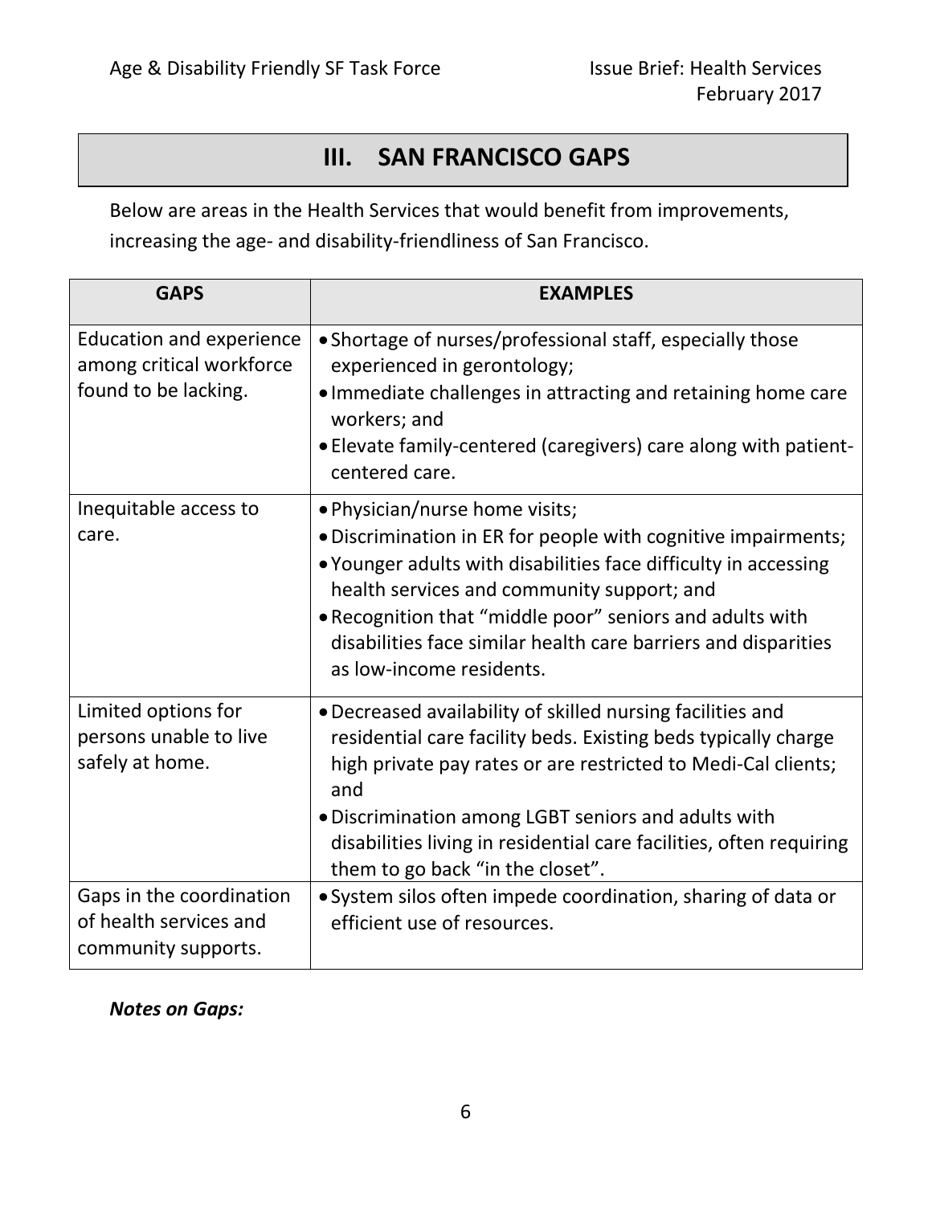## III. SAN FRANCISCO GAPS

Below are areas in the Health Services that would benefit from improvements, increasing the age- and disability-friendliness of San Francisco.

| GAPS | EXAMPLES |
|---|---|
| Education and experience among critical workforce found to be lacking. | • Shortage of nurses/professional staff, especially those experienced in gerontology;<br>• Immediate challenges in attracting and retaining home care workers; and<br>• Elevate family-centered (caregivers) care along with patient-centered care. |
| Inequitable access to care. | • Physician/nurse home visits;<br>• Discrimination in ER for people with cognitive impairments;<br>• Younger adults with disabilities face difficulty in accessing health services and community support; and<br>• Recognition that "middle poor" seniors and adults with disabilities face similar health care barriers and disparities as low-income residents. |
| Limited options for persons unable to live safely at home. | • Decreased availability of skilled nursing facilities and residential care facility beds. Existing beds typically charge high private pay rates or are restricted to Medi-Cal clients; and<br>• Discrimination among LGBT seniors and adults with disabilities living in residential care facilities, often requiring them to go back "in the closet". |
| Gaps in the coordination of health services and community supports. | • System silos often impede coordination, sharing of data or efficient use of resources. |

***Notes on Gaps:***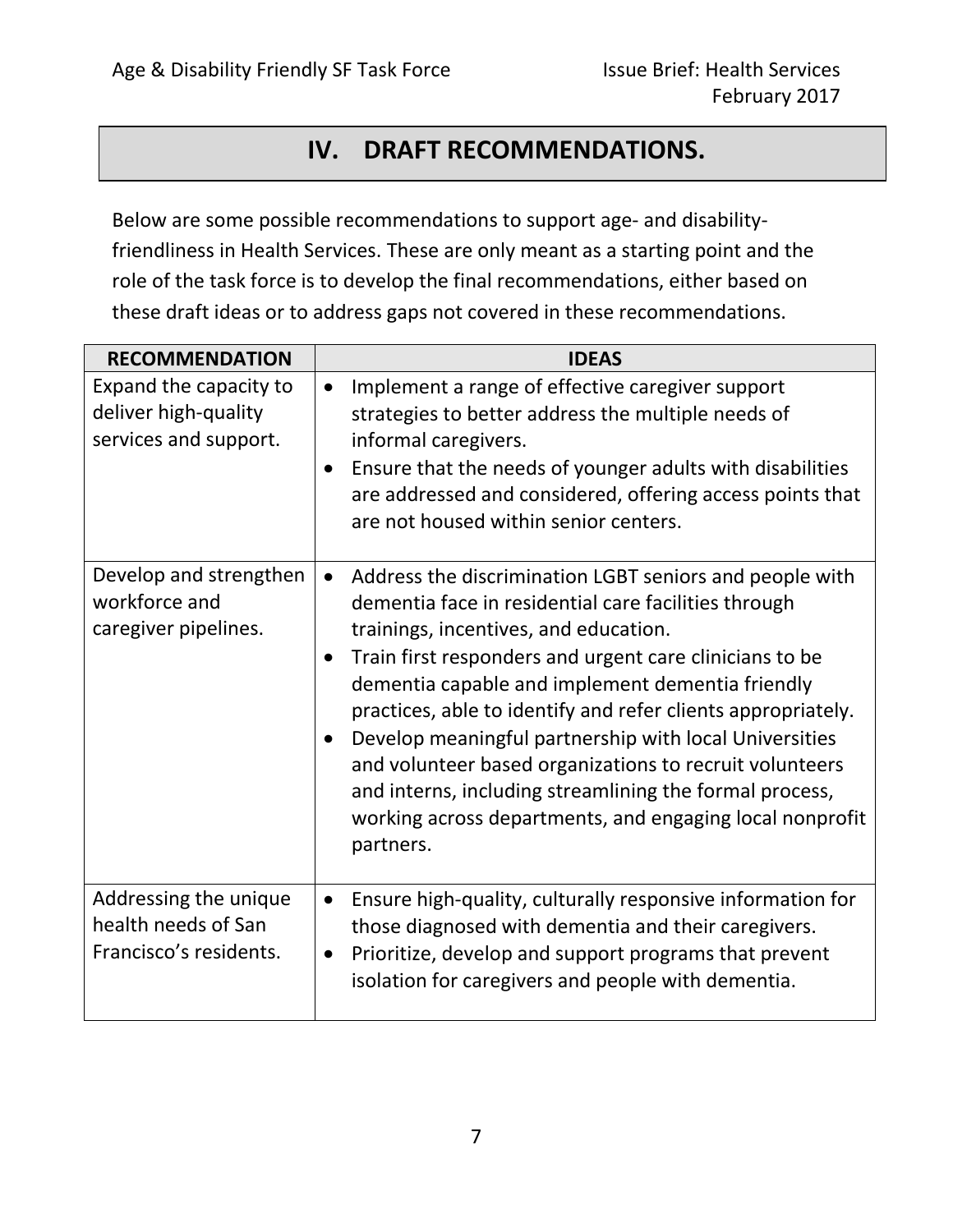## IV. DRAFT RECOMMENDATIONS.

Below are some possible recommendations to support age- and disability-friendliness in Health Services. These are only meant as a starting point and the role of the task force is to develop the final recommendations, either based on these draft ideas or to address gaps not covered in these recommendations.

| RECOMMENDATION | IDEAS |
|---|---|
| Expand the capacity to deliver high-quality services and support. | • Implement a range of effective caregiver support strategies to better address the multiple needs of informal caregivers.<br>• Ensure that the needs of younger adults with disabilities are addressed and considered, offering access points that are not housed within senior centers. |
| Develop and strengthen workforce and caregiver pipelines. | • Address the discrimination LGBT seniors and people with dementia face in residential care facilities through trainings, incentives, and education.<br>• Train first responders and urgent care clinicians to be dementia capable and implement dementia friendly practices, able to identify and refer clients appropriately.<br>• Develop meaningful partnership with local Universities and volunteer based organizations to recruit volunteers and interns, including streamlining the formal process, working across departments, and engaging local nonprofit partners. |
| Addressing the unique health needs of San Francisco's residents. | • Ensure high-quality, culturally responsive information for those diagnosed with dementia and their caregivers.<br>• Prioritize, develop and support programs that prevent isolation for caregivers and people with dementia. |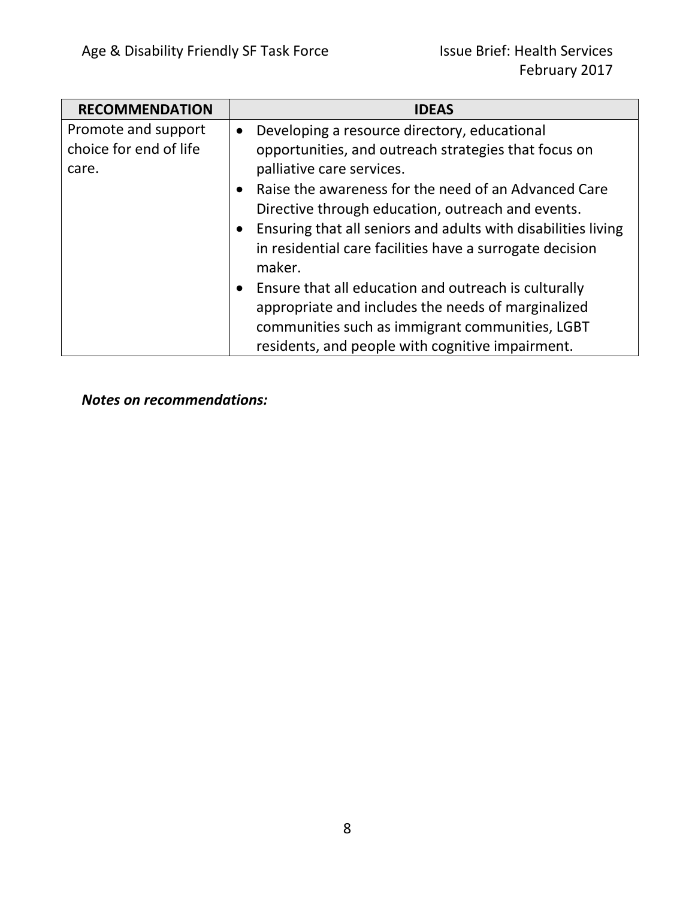| RECOMMENDATION | IDEAS |
| --- | --- |
| Promote and support choice for end of life care. | • Developing a resource directory, educational opportunities, and outreach strategies that focus on palliative care services.<br>• Raise the awareness for the need of an Advanced Care Directive through education, outreach and events.<br>• Ensuring that all seniors and adults with disabilities living in residential care facilities have a surrogate decision maker.<br>• Ensure that all education and outreach is culturally appropriate and includes the needs of marginalized communities such as immigrant communities, LGBT residents, and people with cognitive impairment. |

***Notes on recommendations:***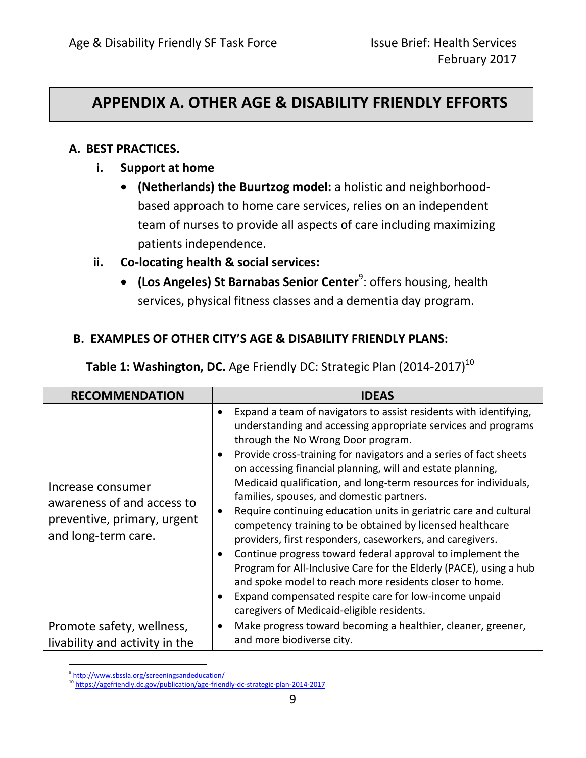# APPENDIX A. OTHER AGE & DISABILITY FRIENDLY EFFORTS

## A. BEST PRACTICES.

### i. Support at home

- **(Netherlands) the Buurtzog model:** a holistic and neighborhood-based approach to home care services, relies on an independent team of nurses to provide all aspects of care including maximizing patients independence.

### ii. Co-locating health & social services:

- **(Los Angeles) St Barnabas Senior Center**[9]: offers housing, health services, physical fitness classes and a dementia day program.

## B. EXAMPLES OF OTHER CITY'S AGE & DISABILITY FRIENDLY PLANS:

**Table 1: Washington, DC.** Age Friendly DC: Strategic Plan (2014-2017)[10]

| RECOMMENDATION | IDEAS |
|---|---|
| Increase consumer awareness of and access to preventive, primary, urgent and long-term care. | • Expand a team of navigators to assist residents with identifying, understanding and accessing appropriate services and programs through the No Wrong Door program.<br>• Provide cross-training for navigators and a series of fact sheets on accessing financial planning, will and estate planning, Medicaid qualification, and long-term resources for individuals, families, spouses, and domestic partners.<br>• Require continuing education units in geriatric care and cultural competency training to be obtained by licensed healthcare providers, first responders, caseworkers, and caregivers.<br>• Continue progress toward federal approval to implement the Program for All-Inclusive Care for the Elderly (PACE), using a hub and spoke model to reach more residents closer to home.<br>• Expand compensated respite care for low-income unpaid caregivers of Medicaid-eligible residents. |
| Promote safety, wellness, livability and activity in the | • Make progress toward becoming a healthier, cleaner, greener, and more biodiverse city. |

[9] http://www.sbssla.org/screeningsandeducation/

[10] https://agefriendly.dc.gov/publication/age-friendly-dc-strategic-plan-2014-2017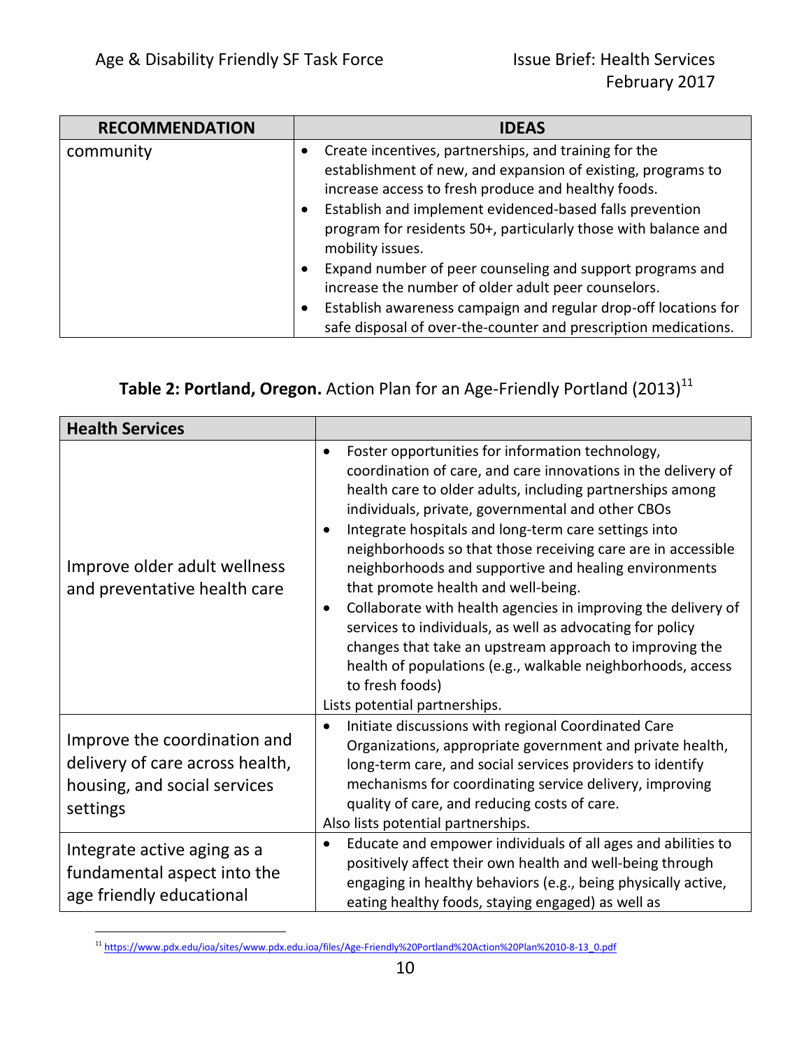| RECOMMENDATION | IDEAS |
|---|---|
| community | • Create incentives, partnerships, and training for the establishment of new, and expansion of existing, programs to increase access to fresh produce and healthy foods.<br>• Establish and implement evidenced-based falls prevention program for residents 50+, particularly those with balance and mobility issues.<br>• Expand number of peer counseling and support programs and increase the number of older adult peer counselors.<br>• Establish awareness campaign and regular drop-off locations for safe disposal of over-the-counter and prescription medications. |

**Table 2: Portland, Oregon.** Action Plan for an Age-Friendly Portland (2013)[11]

| Health Services | |
|---|---|
| Improve older adult wellness and preventative health care | • Foster opportunities for information technology, coordination of care, and care innovations in the delivery of health care to older adults, including partnerships among individuals, private, governmental and other CBOs<br>• Integrate hospitals and long-term care settings into neighborhoods so that those receiving care are in accessible neighborhoods and supportive and healing environments that promote health and well-being.<br>• Collaborate with health agencies in improving the delivery of services to individuals, as well as advocating for policy changes that take an upstream approach to improving the health of populations (e.g., walkable neighborhoods, access to fresh foods)<br>Lists potential partnerships. |
| Improve the coordination and delivery of care across health, housing, and social services settings | • Initiate discussions with regional Coordinated Care Organizations, appropriate government and private health, long-term care, and social services providers to identify mechanisms for coordinating service delivery, improving quality of care, and reducing costs of care.<br>Also lists potential partnerships. |
| Integrate active aging as a fundamental aspect into the age friendly educational | • Educate and empower individuals of all ages and abilities to positively affect their own health and well-being through engaging in healthy behaviors (e.g., being physically active, eating healthy foods, staying engaged) as well as |

[11] https://www.pdx.edu/ioa/sites/www.pdx.edu.ioa/files/Age-Friendly%20Portland%20Action%20Plan%2010-8-13_0.pdf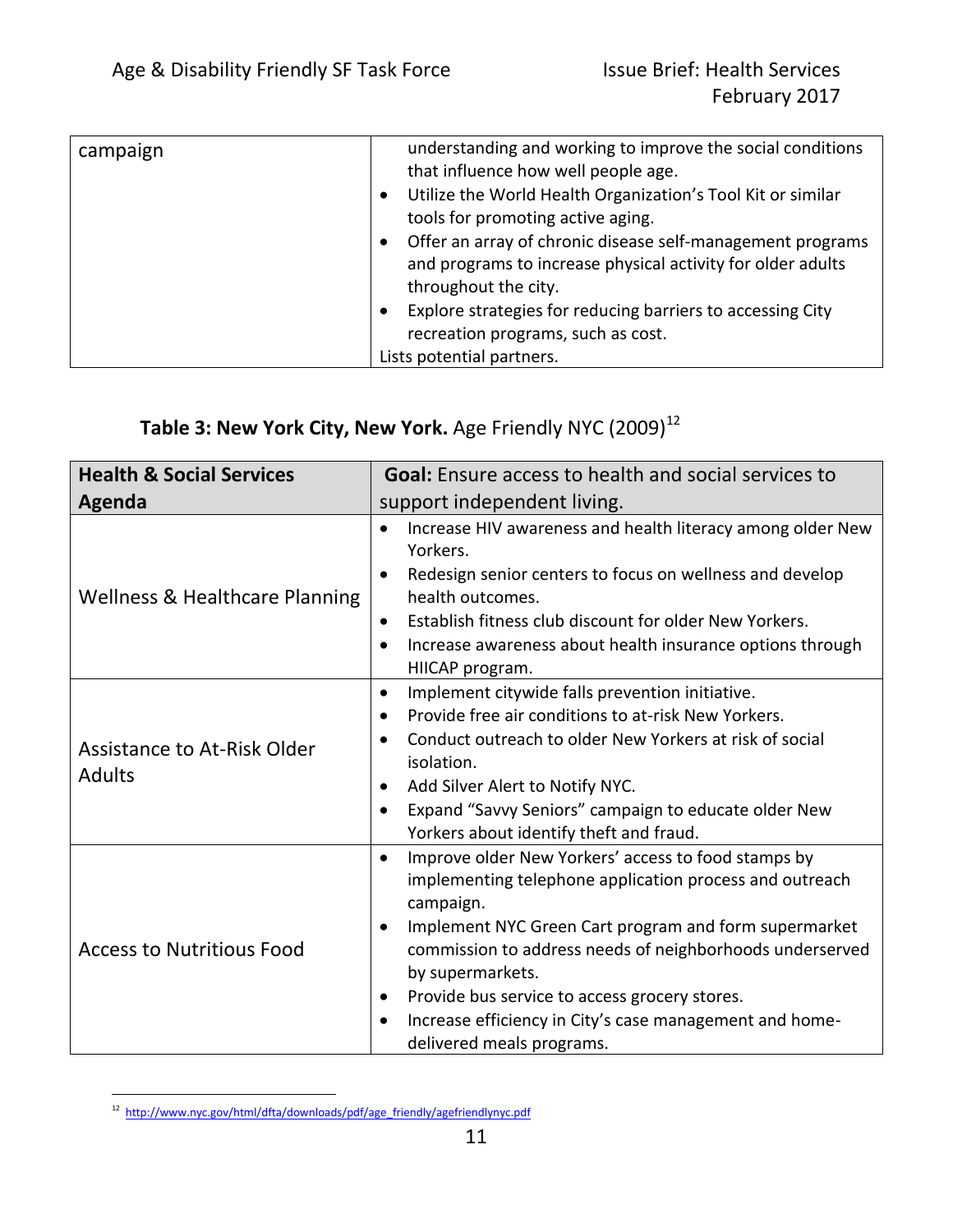| campaign | understanding and working to improve the social conditions that influence how well people age.<br>• Utilize the World Health Organization's Tool Kit or similar tools for promoting active aging.<br>• Offer an array of chronic disease self-management programs and programs to increase physical activity for older adults throughout the city.<br>• Explore strategies for reducing barriers to accessing City recreation programs, such as cost.<br>Lists potential partners. |
|---|---|

**Table 3: New York City, New York.** Age Friendly NYC (2009)[12]

| **Health & Social Services Agenda** | **Goal:** Ensure access to health and social services to support independent living. |
|---|---|
| Wellness & Healthcare Planning | • Increase HIV awareness and health literacy among older New Yorkers.<br>• Redesign senior centers to focus on wellness and develop health outcomes.<br>• Establish fitness club discount for older New Yorkers.<br>• Increase awareness about health insurance options through HIICAP program. |
| Assistance to At-Risk Older Adults | • Implement citywide falls prevention initiative.<br>• Provide free air conditions to at-risk New Yorkers.<br>• Conduct outreach to older New Yorkers at risk of social isolation.<br>• Add Silver Alert to Notify NYC.<br>• Expand "Savvy Seniors" campaign to educate older New Yorkers about identify theft and fraud. |
| Access to Nutritious Food | • Improve older New Yorkers' access to food stamps by implementing telephone application process and outreach campaign.<br>• Implement NYC Green Cart program and form supermarket commission to address needs of neighborhoods underserved by supermarkets.<br>• Provide bus service to access grocery stores.<br>• Increase efficiency in City's case management and home-delivered meals programs. |

[12] http://www.nyc.gov/html/dfta/downloads/pdf/age_friendly/agefriendlynyc.pdf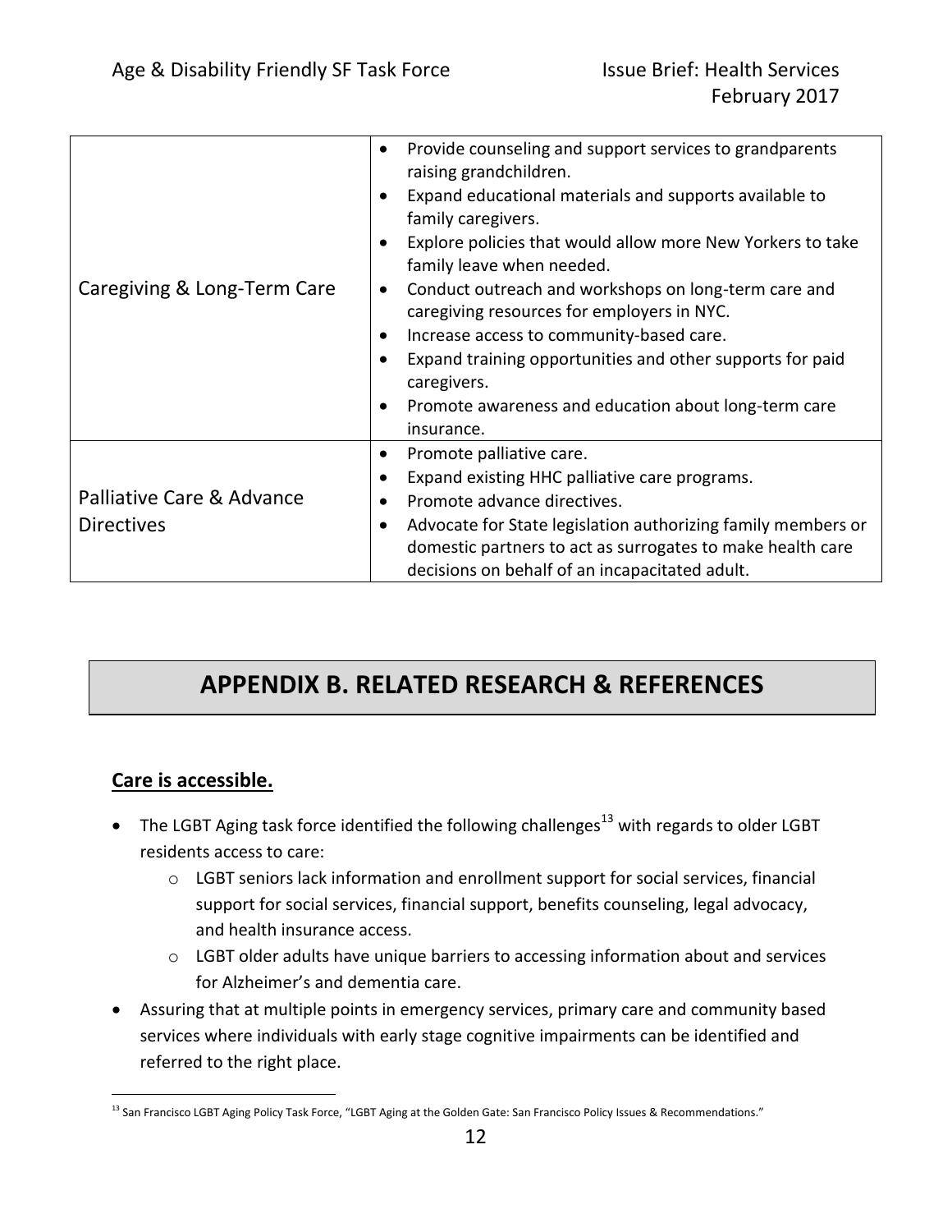| | |
|---|---|
| Caregiving & Long-Term Care | • Provide counseling and support services to grandparents raising grandchildren.<br>• Expand educational materials and supports available to family caregivers.<br>• Explore policies that would allow more New Yorkers to take family leave when needed.<br>• Conduct outreach and workshops on long-term care and caregiving resources for employers in NYC.<br>• Increase access to community-based care.<br>• Expand training opportunities and other supports for paid caregivers.<br>• Promote awareness and education about long-term care insurance. |
| Palliative Care & Advance Directives | • Promote palliative care.<br>• Expand existing HHC palliative care programs.<br>• Promote advance directives.<br>• Advocate for State legislation authorizing family members or domestic partners to act as surrogates to make health care decisions on behalf of an incapacitated adult. |

# APPENDIX B. RELATED RESEARCH & REFERENCES

## Care is accessible.

- The LGBT Aging task force identified the following challenges[13] with regards to older LGBT residents access to care:
  - LGBT seniors lack information and enrollment support for social services, financial support for social services, financial support, benefits counseling, legal advocacy, and health insurance access.
  - LGBT older adults have unique barriers to accessing information about and services for Alzheimer's and dementia care.
- Assuring that at multiple points in emergency services, primary care and community based services where individuals with early stage cognitive impairments can be identified and referred to the right place.

[13] San Francisco LGBT Aging Policy Task Force, "LGBT Aging at the Golden Gate: San Francisco Policy Issues & Recommendations."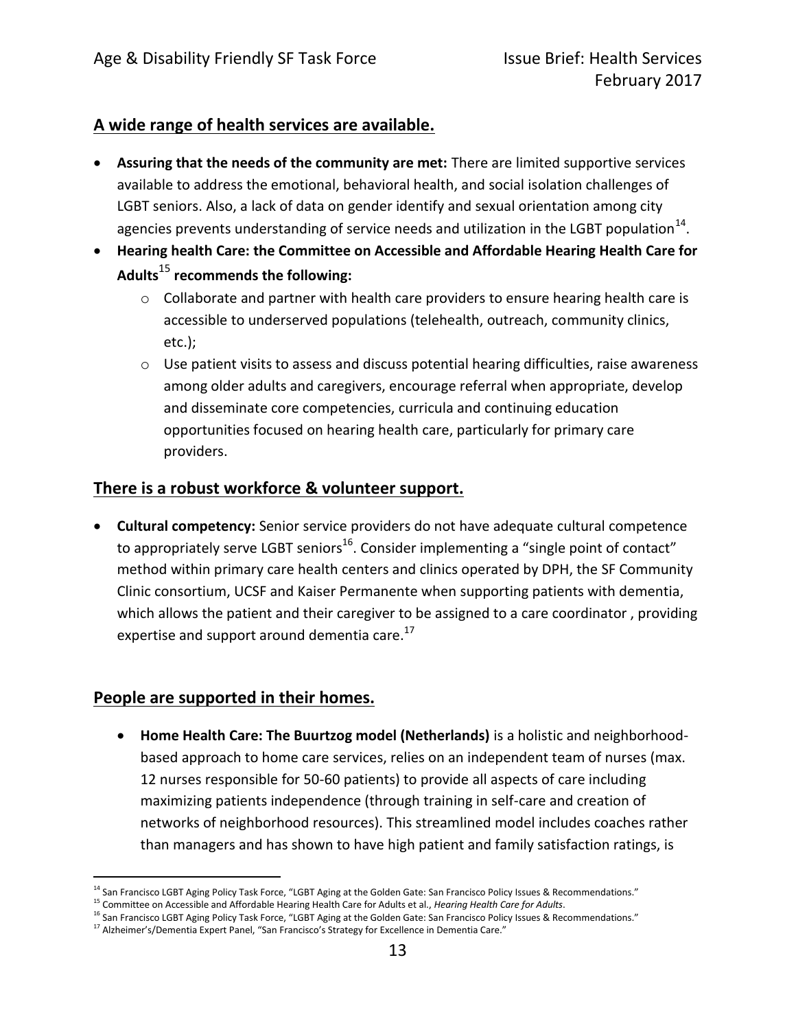## A wide range of health services are available.

- **Assuring that the needs of the community are met:** There are limited supportive services available to address the emotional, behavioral health, and social isolation challenges of LGBT seniors. Also, a lack of data on gender identify and sexual orientation among city agencies prevents understanding of service needs and utilization in the LGBT population[14].
- **Hearing health Care: the Committee on Accessible and Affordable Hearing Health Care for Adults[15] recommends the following:**
  - Collaborate and partner with health care providers to ensure hearing health care is accessible to underserved populations (telehealth, outreach, community clinics, etc.);
  - Use patient visits to assess and discuss potential hearing difficulties, raise awareness among older adults and caregivers, encourage referral when appropriate, develop and disseminate core competencies, curricula and continuing education opportunities focused on hearing health care, particularly for primary care providers.

## There is a robust workforce & volunteer support.

- **Cultural competency:** Senior service providers do not have adequate cultural competence to appropriately serve LGBT seniors[16]. Consider implementing a "single point of contact" method within primary care health centers and clinics operated by DPH, the SF Community Clinic consortium, UCSF and Kaiser Permanente when supporting patients with dementia, which allows the patient and their caregiver to be assigned to a care coordinator , providing expertise and support around dementia care.[17]

## People are supported in their homes.

- **Home Health Care: The Buurtzog model (Netherlands)** is a holistic and neighborhood-based approach to home care services, relies on an independent team of nurses (max. 12 nurses responsible for 50-60 patients) to provide all aspects of care including maximizing patients independence (through training in self-care and creation of networks of neighborhood resources). This streamlined model includes coaches rather than managers and has shown to have high patient and family satisfaction ratings, is

---

[14] San Francisco LGBT Aging Policy Task Force, "LGBT Aging at the Golden Gate: San Francisco Policy Issues & Recommendations."
[15] Committee on Accessible and Affordable Hearing Health Care for Adults et al., *Hearing Health Care for Adults*.
[16] San Francisco LGBT Aging Policy Task Force, "LGBT Aging at the Golden Gate: San Francisco Policy Issues & Recommendations."
[17] Alzheimer's/Dementia Expert Panel, "San Francisco's Strategy for Excellence in Dementia Care."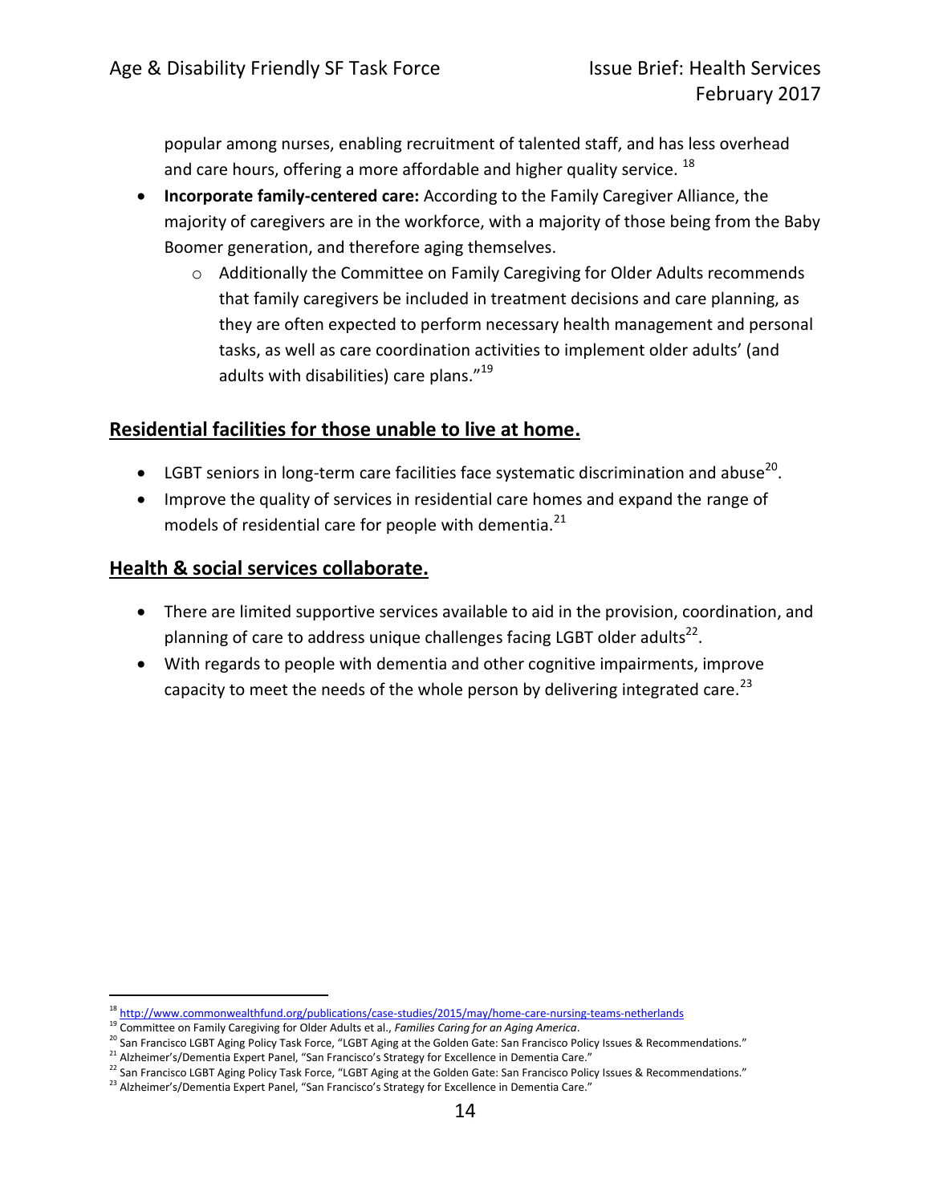popular among nurses, enabling recruitment of talented staff, and has less overhead and care hours, offering a more affordable and higher quality service. [18]

- **Incorporate family-centered care:** According to the Family Caregiver Alliance, the majority of caregivers are in the workforce, with a majority of those being from the Baby Boomer generation, and therefore aging themselves.
  - Additionally the Committee on Family Caregiving for Older Adults recommends that family caregivers be included in treatment decisions and care planning, as they are often expected to perform necessary health management and personal tasks, as well as care coordination activities to implement older adults' (and adults with disabilities) care plans."[19]

## Residential facilities for those unable to live at home.

- LGBT seniors in long-term care facilities face systematic discrimination and abuse[20].
- Improve the quality of services in residential care homes and expand the range of models of residential care for people with dementia.[21]

## Health & social services collaborate.

- There are limited supportive services available to aid in the provision, coordination, and planning of care to address unique challenges facing LGBT older adults[22].
- With regards to people with dementia and other cognitive impairments, improve capacity to meet the needs of the whole person by delivering integrated care.[23]

---

[18] http://www.commonwealthfund.org/publications/case-studies/2015/may/home-care-nursing-teams-netherlands

[19] Committee on Family Caregiving for Older Adults et al., *Families Caring for an Aging America*.

[20] San Francisco LGBT Aging Policy Task Force, "LGBT Aging at the Golden Gate: San Francisco Policy Issues & Recommendations."

[21] Alzheimer's/Dementia Expert Panel, "San Francisco's Strategy for Excellence in Dementia Care."

[22] San Francisco LGBT Aging Policy Task Force, "LGBT Aging at the Golden Gate: San Francisco Policy Issues & Recommendations."

[23] Alzheimer's/Dementia Expert Panel, "San Francisco's Strategy for Excellence in Dementia Care."